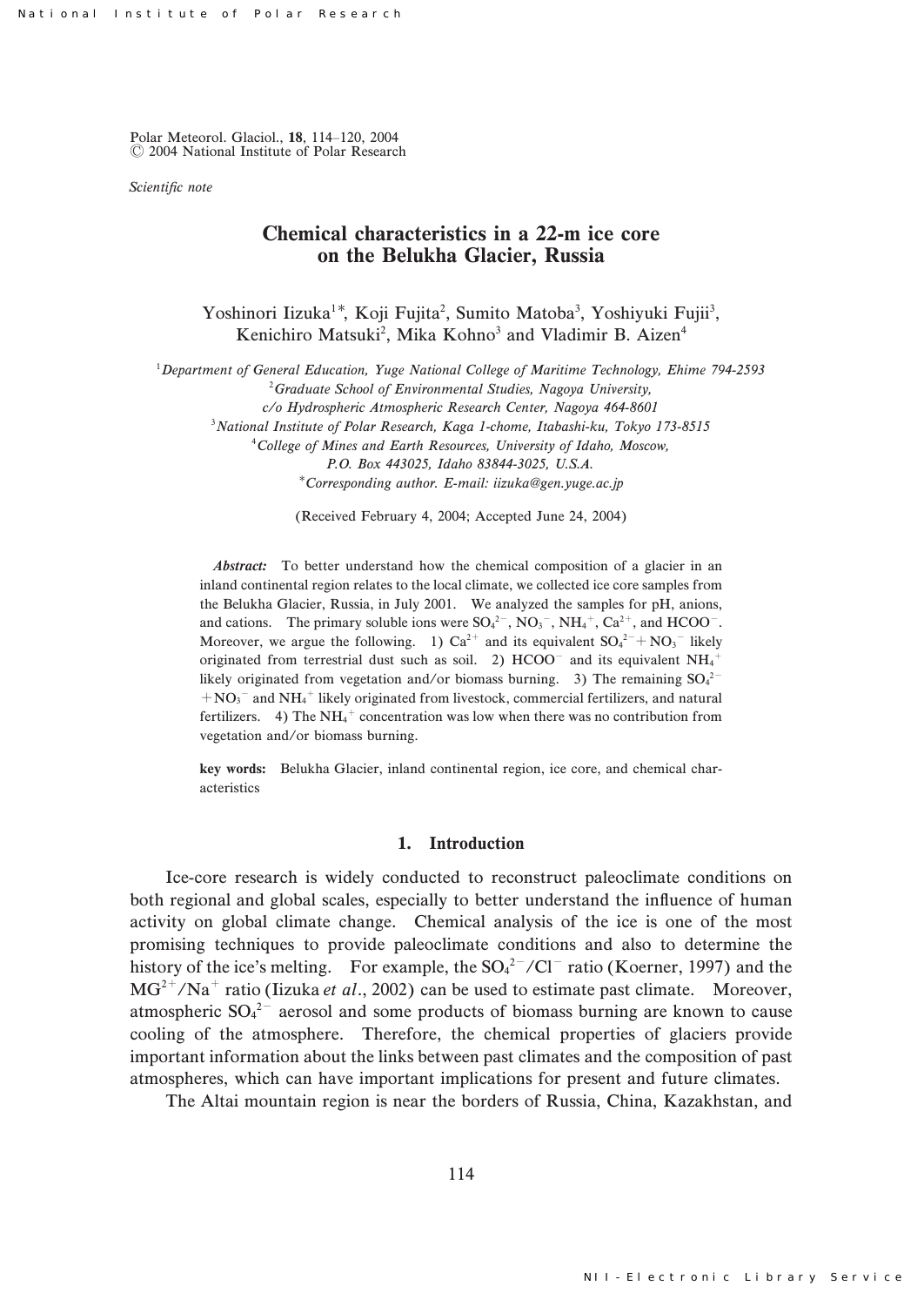Polar Meteorol. Glaciol., **18**, 114–120, 2004
© 2004 National Institute of Polar Research

*Scientific note*

# Chemical characteristics in a 22-m ice core on the Belukha Glacier, Russia

Yoshinori Iizuka[1]*, Koji Fujita[2], Sumito Matoba[3], Yoshiyuki Fujii[3], Kenichiro Matsuki[2], Mika Kohno[3] and Vladimir B. Aizen[4]

[1]*Department of General Education, Yuge National College of Maritime Technology, Ehime 794-2593*
[2]*Graduate School of Environmental Studies, Nagoya University, c/o Hydrospheric Atmospheric Research Center, Nagoya 464-8601*
[3]*National Institute of Polar Research, Kaga 1-chome, Itabashi-ku, Tokyo 173-8515*
[4]*College of Mines and Earth Resources, University of Idaho, Moscow, P.O. Box 443025, Idaho 83844-3025, U.S.A.*
**Corresponding author. E-mail: iizuka@gen.yuge.ac.jp*

(Received February 4, 2004; Accepted June 24, 2004)

***Abstract:*** To better understand how the chemical composition of a glacier in an inland continental region relates to the local climate, we collected ice core samples from the Belukha Glacier, Russia, in July 2001. We analyzed the samples for pH, anions, and cations. The primary soluble ions were $SO_4^{2-}$, $NO_3^-$, $NH_4^+$, $Ca^{2+}$, and $HCOO^-$. Moreover, we argue the following. 1) $Ca^{2+}$ and its equivalent $SO_4^{2-}+NO_3^-$ likely originated from terrestrial dust such as soil. 2) $HCOO^-$ and its equivalent $NH_4^+$ likely originated from vegetation and/or biomass burning. 3) The remaining $SO_4^{2-}+NO_3^-$ and $NH_4^+$ likely originated from livestock, commercial fertilizers, and natural fertilizers. 4) The $NH_4^+$ concentration was low when there was no contribution from vegetation and/or biomass burning.

**key words:** Belukha Glacier, inland continental region, ice core, and chemical characteristics

## 1. Introduction

Ice-core research is widely conducted to reconstruct paleoclimate conditions on both regional and global scales, especially to better understand the influence of human activity on global climate change. Chemical analysis of the ice is one of the most promising techniques to provide paleoclimate conditions and also to determine the history of the ice's melting. For example, the $SO_4^{2-}/Cl^-$ ratio (Koerner, 1997) and the $MG^{2+}/Na^+$ ratio (Iizuka *et al*., 2002) can be used to estimate past climate. Moreover, atmospheric $SO_4^{2-}$ aerosol and some products of biomass burning are known to cause cooling of the atmosphere. Therefore, the chemical properties of glaciers provide important information about the links between past climates and the composition of past atmospheres, which can have important implications for present and future climates.

The Altai mountain region is near the borders of Russia, China, Kazakhstan, and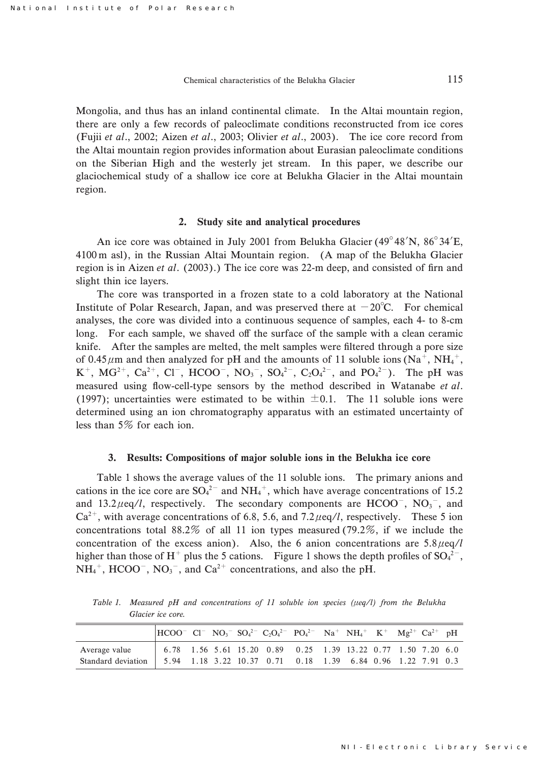Mongolia, and thus has an inland continental climate. In the Altai mountain region, there are only a few records of paleoclimate conditions reconstructed from ice cores (Fujii *et al*., 2002; Aizen *et al*., 2003; Olivier *et al*., 2003). The ice core record from the Altai mountain region provides information about Eurasian paleoclimate conditions on the Siberian High and the westerly jet stream. In this paper, we describe our glaciochemical study of a shallow ice core at Belukha Glacier in the Altai mountain region.

## 2. Study site and analytical procedures

An ice core was obtained in July 2001 from Belukha Glacier (49°48′N, 86°34′E, 4100 m asl), in the Russian Altai Mountain region. (A map of the Belukha Glacier region is in Aizen *et al*. (2003).) The ice core was 22-m deep, and consisted of firn and slight thin ice layers.

The core was transported in a frozen state to a cold laboratory at the National Institute of Polar Research, Japan, and was preserved there at −20°C. For chemical analyses, the core was divided into a continuous sequence of samples, each 4- to 8-cm long. For each sample, we shaved off the surface of the sample with a clean ceramic knife. After the samples are melted, the melt samples were filtered through a pore size of 0.45 $\mu$m and then analyzed for pH and the amounts of 11 soluble ions ($Na^+$, $NH_4^+$, $K^+$, $MG^{2+}$, $Ca^{2+}$, $Cl^-$, $HCOO^-$, $NO_3^-$, $SO_4^{2-}$, $C_2O_4^{2-}$, and $PO_4^{2-}$). The pH was measured using flow-cell-type sensors by the method described in Watanabe *et al*. (1997); uncertainties were estimated to be within ±0.1. The 11 soluble ions were determined using an ion chromatography apparatus with an estimated uncertainty of less than 5% for each ion.

## 3. Results: Compositions of major soluble ions in the Belukha ice core

Table 1 shows the average values of the 11 soluble ions. The primary anions and cations in the ice core are $SO_4^{2-}$ and $NH_4^+$, which have average concentrations of 15.2 and 13.2 $\mu$eq/*l*, respectively. The secondary components are $HCOO^-$, $NO_3^-$, and $Ca^{2+}$, with average concentrations of 6.8, 5.6, and 7.2 $\mu$eq/*l*, respectively. These 5 ion concentrations total 88.2% of all 11 ion types measured (79.2%, if we include the concentration of the excess anion). Also, the 6 anion concentrations are 5.8 $\mu$eq/*l* higher than those of $H^+$ plus the 5 cations. Figure 1 shows the depth profiles of $SO_4^{2-}$, $NH_4^+$, $HCOO^-$, $NO_3^-$, and $Ca^{2+}$ concentrations, and also the pH.

*Table 1. Measured pH and concentrations of 11 soluble ion species ($\mu$eq/l) from the Belukha Glacier ice core.*

| | $HCOO^-$ | $Cl^-$ | $NO_3^-$ | $SO_4^{2-}$ | $C_2O_4^{2-}$ | $PO_4^{2-}$ | $Na^+$ | $NH_4^+$ | $K^+$ | $Mg^{2+}$ | $Ca^{2+}$ | pH |
|---|---|---|---|---|---|---|---|---|---|---|---|---|
| Average value | 6.78 | 1.56 | 5.61 | 15.20 | 0.89 | 0.25 | 1.39 | 13.22 | 0.77 | 1.50 | 7.20 | 6.0 |
| Standard deviation | 5.94 | 1.18 | 3.22 | 10.37 | 0.71 | 0.18 | 1.39 | 6.84 | 0.96 | 1.22 | 7.91 | 0.3 |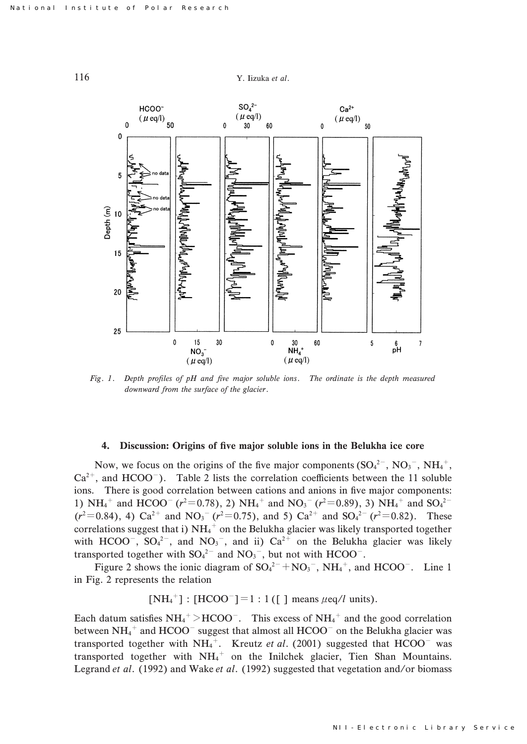Fig. 1. *Depth profiles of pH and five major soluble ions. The ordinate is the depth measured downward from the surface of the glacier.*

### 4. Discussion: Origins of five major soluble ions in the Belukha ice core

Now, we focus on the origins of the five major components ($SO_4^{2-}$, $NO_3^-$, $NH_4^+$, $Ca^{2+}$, and $HCOO^-$). Table 2 lists the correlation coefficients between the 11 soluble ions. There is good correlation between cations and anions in five major components: 1) $NH_4^+$ and $HCOO^-$ ($r^2=0.78$), 2) $NH_4^+$ and $NO_3^-$ ($r^2=0.89$), 3) $NH_4^+$ and $SO_4^{2-}$ ($r^2=0.84$), 4) $Ca^{2+}$ and $NO_3^-$ ($r^2=0.75$), and 5) $Ca^{2+}$ and $SO_4^{2-}$ ($r^2=0.82$). These correlations suggest that i) $NH_4^+$ on the Belukha glacier was likely transported together with $HCOO^-$, $SO_4^{2-}$, and $NO_3^-$, and ii) $Ca^{2+}$ on the Belukha glacier was likely transported together with $SO_4^{2-}$ and $NO_3^-$, but not with $HCOO^-$.

Figure 2 shows the ionic diagram of $SO_4^{2-}+NO_3^-$, $NH_4^+$, and $HCOO^-$. Line 1 in Fig. 2 represents the relation

$$[NH_4^+] : [HCOO^-] = 1 : 1 \text{ ([ ] means } \mu\text{eq}/l \text{ units).}$$

Each datum satisfies $NH_4^+ > HCOO^-$. This excess of $NH_4^+$ and the good correlation between $NH_4^+$ and $HCOO^-$ suggest that almost all $HCOO^-$ on the Belukha glacier was transported together with $NH_4^+$. Kreutz *et al*. (2001) suggested that $HCOO^-$ was transported together with $NH_4^+$ on the Inilchek glacier, Tien Shan Mountains. Legrand *et al*. (1992) and Wake *et al*. (1992) suggested that vegetation and/or biomass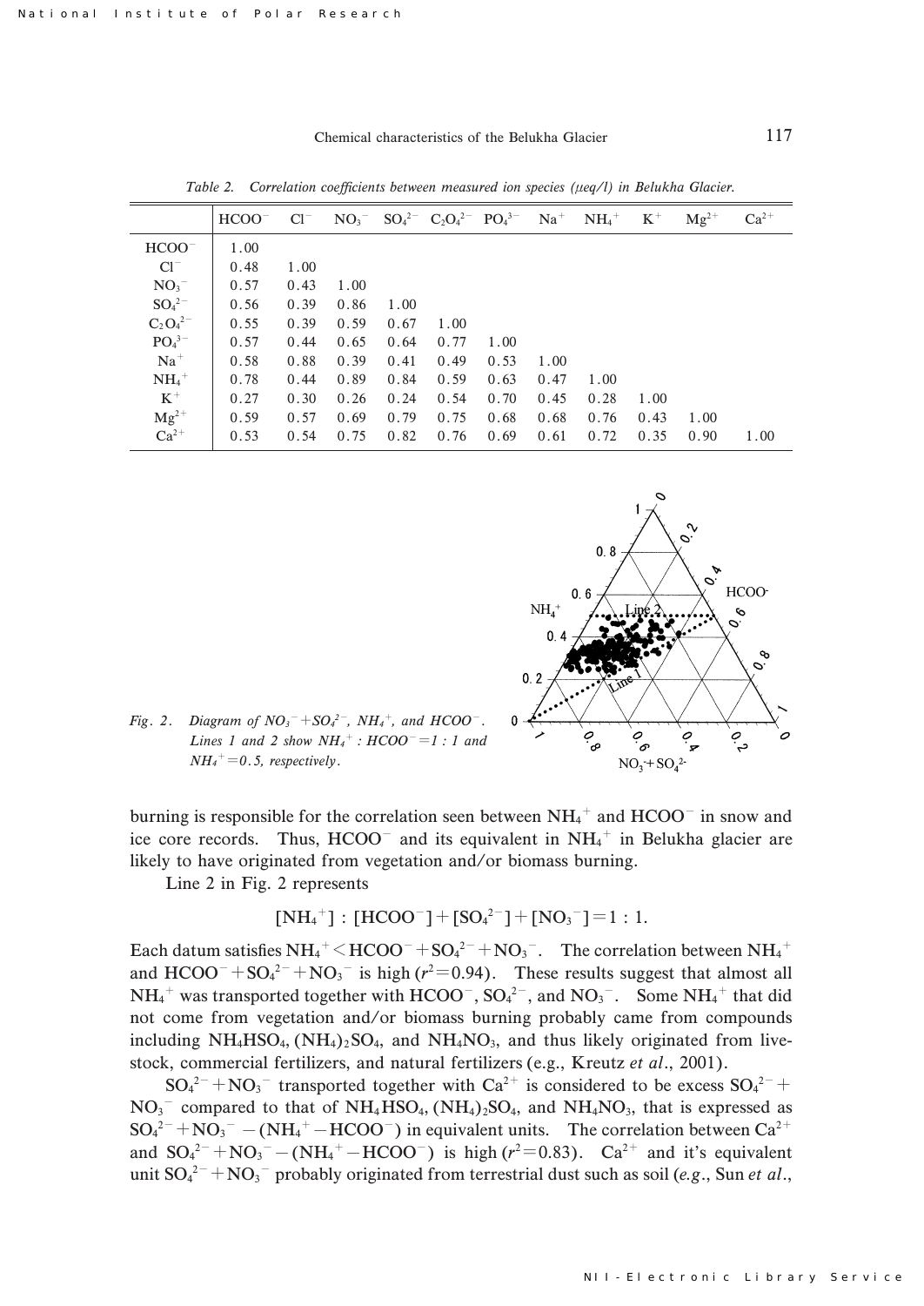*Table 2. Correlation coefficients between measured ion species (μeq/l) in Belukha Glacier.*

| | $HCOO^-$ | $Cl^-$ | $NO_3^-$ | $SO_4^{2-}$ | $C_2O_4^{2-}$ | $PO_4^{3-}$ | $Na^+$ | $NH_4^+$ | $K^+$ | $Mg^{2+}$ | $Ca^{2+}$ |
|---|---|---|---|---|---|---|---|---|---|---|---|
| $HCOO^-$ | 1.00 | | | | | | | | | | |
| $Cl^-$ | 0.48 | 1.00 | | | | | | | | | |
| $NO_3^-$ | 0.57 | 0.43 | 1.00 | | | | | | | | |
| $SO_4^{2-}$ | 0.56 | 0.39 | 0.86 | 1.00 | | | | | | | |
| $C_2O_4^{2-}$ | 0.55 | 0.39 | 0.59 | 0.67 | 1.00 | | | | | | |
| $PO_4^{3-}$ | 0.57 | 0.44 | 0.65 | 0.64 | 0.77 | 1.00 | | | | | |
| $Na^+$ | 0.58 | 0.88 | 0.39 | 0.41 | 0.49 | 0.53 | 1.00 | | | | |
| $NH_4^+$ | 0.78 | 0.44 | 0.89 | 0.84 | 0.59 | 0.63 | 0.47 | 1.00 | | | |
| $K^+$ | 0.27 | 0.30 | 0.26 | 0.24 | 0.54 | 0.70 | 0.45 | 0.28 | 1.00 | | |
| $Mg^{2+}$ | 0.59 | 0.57 | 0.69 | 0.79 | 0.75 | 0.68 | 0.68 | 0.76 | 0.43 | 1.00 | |
| $Ca^{2+}$ | 0.53 | 0.54 | 0.75 | 0.82 | 0.76 | 0.69 | 0.61 | 0.72 | 0.35 | 0.90 | 1.00 |

*Fig. 2. Diagram of $NO_3^-+SO_4^{2-}$, $NH_4^+$, and $HCOO^-$. Lines 1 and 2 show $NH_4^+ : HCOO^- = 1:1$ and $NH_4^+ = 0.5$, respectively.*

burning is responsible for the correlation seen between $NH_4^+$ and $HCOO^-$ in snow and ice core records. Thus, $HCOO^-$ and its equivalent in $NH_4^+$ in Belukha glacier are likely to have originated from vegetation and/or biomass burning.

Line 2 in Fig. 2 represents

$$[NH_4^+] : [HCOO^-] + [SO_4^{2-}] + [NO_3^-] = 1 : 1.$$

Each datum satisfies $NH_4^+ < HCOO^- + SO_4^{2-} + NO_3^-$. The correlation between $NH_4^+$ and $HCOO^- + SO_4^{2-} + NO_3^-$ is high ($r^2 = 0.94$). These results suggest that almost all $NH_4^+$ was transported together with $HCOO^-$, $SO_4^{2-}$, and $NO_3^-$. Some $NH_4^+$ that did not come from vegetation and/or biomass burning probably came from compounds including $NH_4HSO_4$, $(NH_4)_2SO_4$, and $NH_4NO_3$, and thus likely originated from livestock, commercial fertilizers, and natural fertilizers (e.g., Kreutz *et al*., 2001).

$SO_4^{2-} + NO_3^-$ transported together with $Ca^{2+}$ is considered to be excess $SO_4^{2-} + NO_3^-$ compared to that of $NH_4HSO_4$, $(NH_4)_2SO_4$, and $NH_4NO_3$, that is expressed as $SO_4^{2-} + NO_3^- - (NH_4^+ - HCOO^-)$ in equivalent units. The correlation between $Ca^{2+}$ and $SO_4^{2-} + NO_3^- - (NH_4^+ - HCOO^-)$ is high ($r^2 = 0.83$). $Ca^{2+}$ and it's equivalent unit $SO_4^{2-} + NO_3^-$ probably originated from terrestrial dust such as soil (*e.g.*, Sun *et al*.,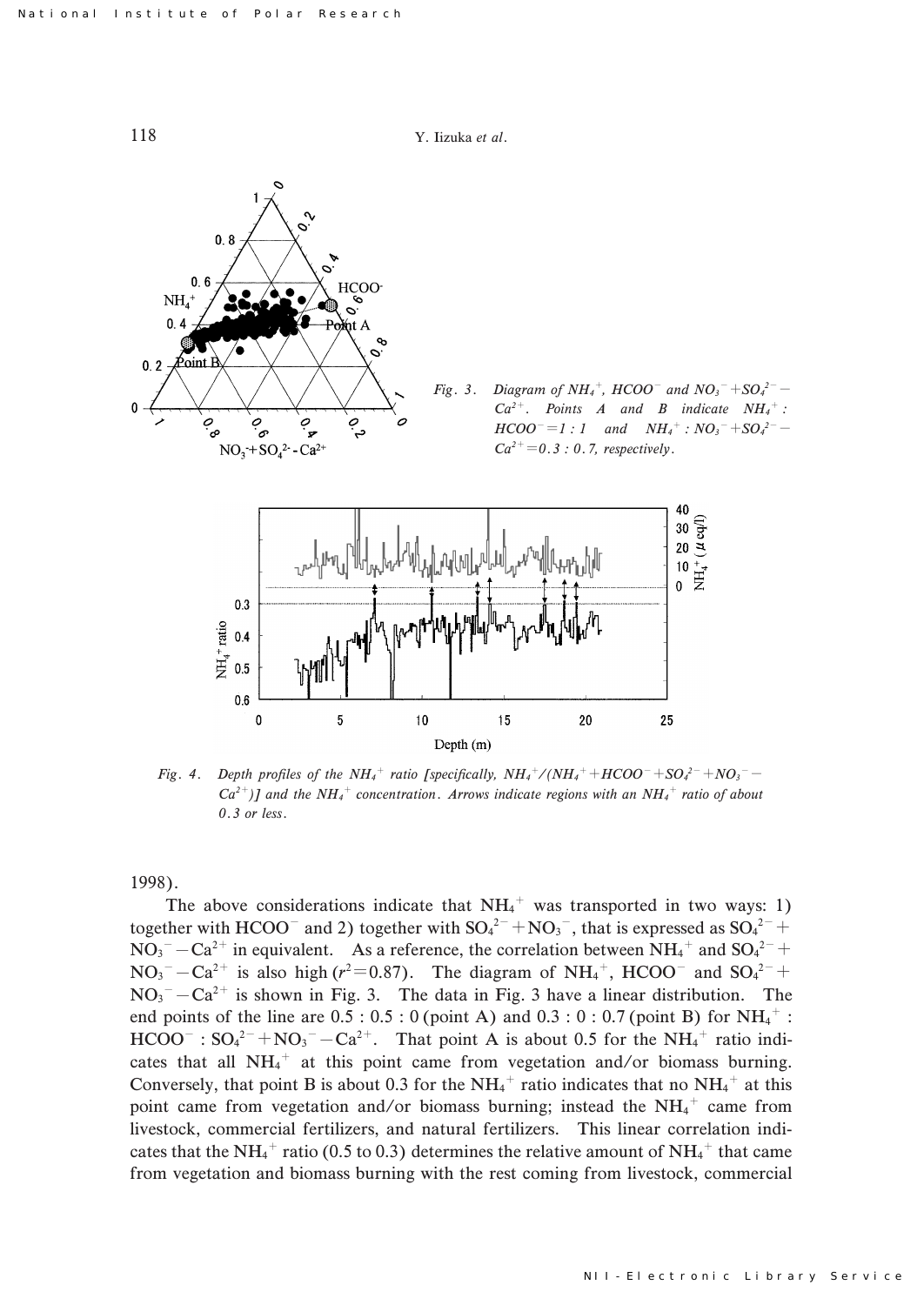Fig. 3. Diagram of $NH_4^+$, $HCOO^-$ and $NO_3^- + SO_4^{2-} - Ca^{2+}$. Points A and B indicate $NH_4^+ : HCOO^- = 1 : 1$ and $NH_4^+ : NO_3^- + SO_4^{2-} - Ca^{2+} = 0.3 : 0.7$, respectively.

Fig. 4. Depth profiles of the $NH_4^+$ ratio [specifically, $NH_4^+/(NH_4^+ + HCOO^- + SO_4^{2-} + NO_3^- - Ca^{2+})$] and the $NH_4^+$ concentration. Arrows indicate regions with an $NH_4^+$ ratio of about 0.3 or less.

1998).

The above considerations indicate that $NH_4^+$ was transported in two ways: 1) together with $HCOO^-$ and 2) together with $SO_4^{2-} + NO_3^-$, that is expressed as $SO_4^{2-} + NO_3^- - Ca^{2+}$ in equivalent. As a reference, the correlation between $NH_4^+$ and $SO_4^{2-} + NO_3^- - Ca^{2+}$ is also high ($r^2 = 0.87$). The diagram of $NH_4^+$, $HCOO^-$ and $SO_4^{2-} + NO_3^- - Ca^{2+}$ is shown in Fig. 3. The data in Fig. 3 have a linear distribution. The end points of the line are 0.5 : 0.5 : 0 (point A) and 0.3 : 0 : 0.7 (point B) for $NH_4^+ : HCOO^- : SO_4^{2-} + NO_3^- - Ca^{2+}$. That point A is about 0.5 for the $NH_4^+$ ratio indicates that all $NH_4^+$ at this point came from vegetation and/or biomass burning. Conversely, that point B is about 0.3 for the $NH_4^+$ ratio indicates that no $NH_4^+$ at this point came from vegetation and/or biomass burning; instead the $NH_4^+$ came from livestock, commercial fertilizers, and natural fertilizers. This linear correlation indicates that the $NH_4^+$ ratio (0.5 to 0.3) determines the relative amount of $NH_4^+$ that came from vegetation and biomass burning with the rest coming from livestock, commercial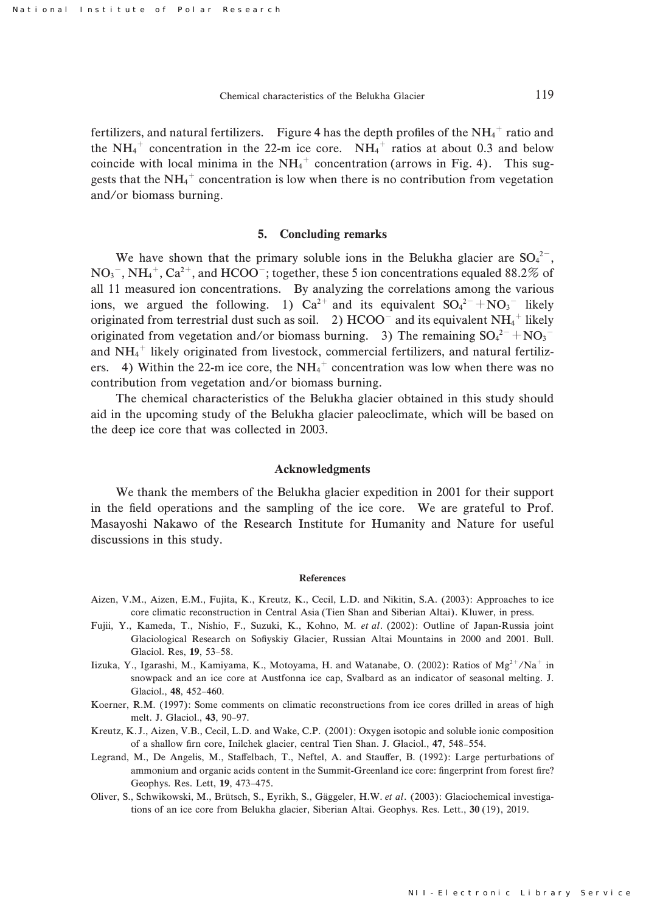fertilizers, and natural fertilizers. Figure 4 has the depth profiles of the $NH_4^+$ ratio and the $NH_4^+$ concentration in the 22-m ice core. $NH_4^+$ ratios at about 0.3 and below coincide with local minima in the $NH_4^+$ concentration (arrows in Fig. 4). This suggests that the $NH_4^+$ concentration is low when there is no contribution from vegetation and/or biomass burning.

## 5. Concluding remarks

We have shown that the primary soluble ions in the Belukha glacier are $SO_4^{2-}$, $NO_3^-$, $NH_4^+$, $Ca^{2+}$, and $HCOO^-$; together, these 5 ion concentrations equaled 88.2% of all 11 measured ion concentrations. By analyzing the correlations among the various ions, we argued the following. 1) $Ca^{2+}$ and its equivalent $SO_4^{2-}+NO_3^-$ likely originated from terrestrial dust such as soil. 2) $HCOO^-$ and its equivalent $NH_4^+$ likely originated from vegetation and/or biomass burning. 3) The remaining $SO_4^{2-}+NO_3^-$ and $NH_4^+$ likely originated from livestock, commercial fertilizers, and natural fertilizers. 4) Within the 22-m ice core, the $NH_4^+$ concentration was low when there was no contribution from vegetation and/or biomass burning.

The chemical characteristics of the Belukha glacier obtained in this study should aid in the upcoming study of the Belukha glacier paleoclimate, which will be based on the deep ice core that was collected in 2003.

## Acknowledgments

We thank the members of the Belukha glacier expedition in 2001 for their support in the field operations and the sampling of the ice core. We are grateful to Prof. Masayoshi Nakawo of the Research Institute for Humanity and Nature for useful discussions in this study.

## References

Aizen, V.M., Aizen, E.M., Fujita, K., Kreutz, K., Cecil, L.D. and Nikitin, S.A. (2003): Approaches to ice core climatic reconstruction in Central Asia (Tien Shan and Siberian Altai). Kluwer, in press.

Fujii, Y., Kameda, T., Nishio, F., Suzuki, K., Kohno, M. *et al*. (2002): Outline of Japan-Russia joint Glaciological Research on Sofiyskiy Glacier, Russian Altai Mountains in 2000 and 2001. Bull. Glaciol. Res, **19**, 53–58.

Iizuka, Y., Igarashi, M., Kamiyama, K., Motoyama, H. and Watanabe, O. (2002): Ratios of $Mg^{2+}/Na^+$ in snowpack and an ice core at Austfonna ice cap, Svalbard as an indicator of seasonal melting. J. Glaciol., **48**, 452–460.

Koerner, R.M. (1997): Some comments on climatic reconstructions from ice cores drilled in areas of high melt. J. Glaciol., **43**, 90–97.

Kreutz, K.J., Aizen, V.B., Cecil, L.D. and Wake, C.P. (2001): Oxygen isotopic and soluble ionic composition of a shallow firn core, Inilchek glacier, central Tien Shan. J. Glaciol., **47**, 548–554.

Legrand, M., De Angelis, M., Staffelbach, T., Neftel, A. and Stauffer, B. (1992): Large perturbations of ammonium and organic acids content in the Summit-Greenland ice core: fingerprint from forest fire? Geophys. Res. Lett, **19**, 473–475.

Oliver, S., Schwikowski, M., Brütsch, S., Eyrikh, S., Gäggeler, H.W. *et al*. (2003): Glaciochemical investigations of an ice core from Belukha glacier, Siberian Altai. Geophys. Res. Lett., **30** (19), 2019.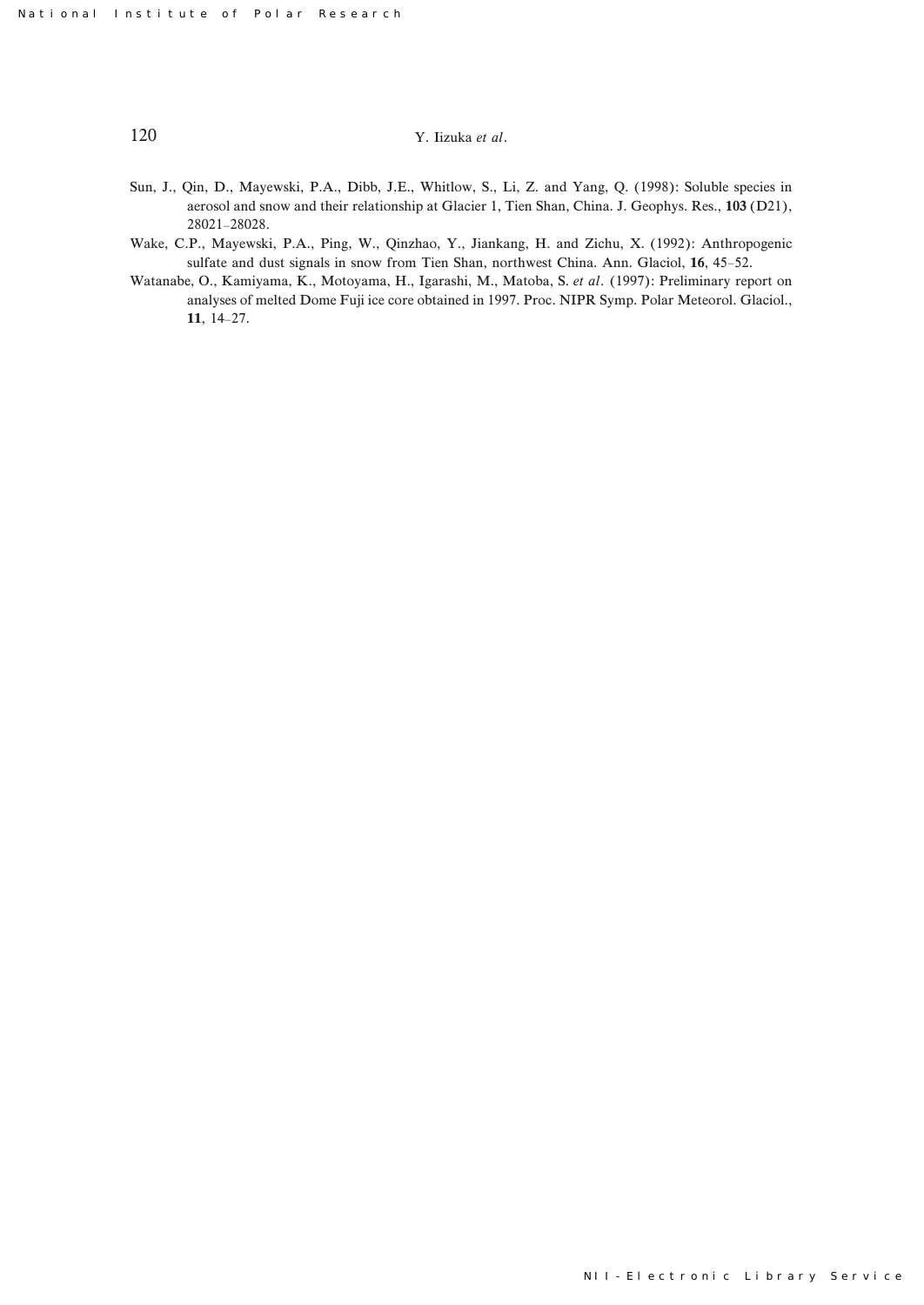Sun, J., Qin, D., Mayewski, P.A., Dibb, J.E., Whitlow, S., Li, Z. and Yang, Q. (1998): Soluble species in aerosol and snow and their relationship at Glacier 1, Tien Shan, China. J. Geophys. Res., **103** (D21), 28021–28028.

Wake, C.P., Mayewski, P.A., Ping, W., Qinzhao, Y., Jiankang, H. and Zichu, X. (1992): Anthropogenic sulfate and dust signals in snow from Tien Shan, northwest China. Ann. Glaciol, **16**, 45–52.

Watanabe, O., Kamiyama, K., Motoyama, H., Igarashi, M., Matoba, S. *et al*. (1997): Preliminary report on analyses of melted Dome Fuji ice core obtained in 1997. Proc. NIPR Symp. Polar Meteorol. Glaciol., **11**, 14–27.